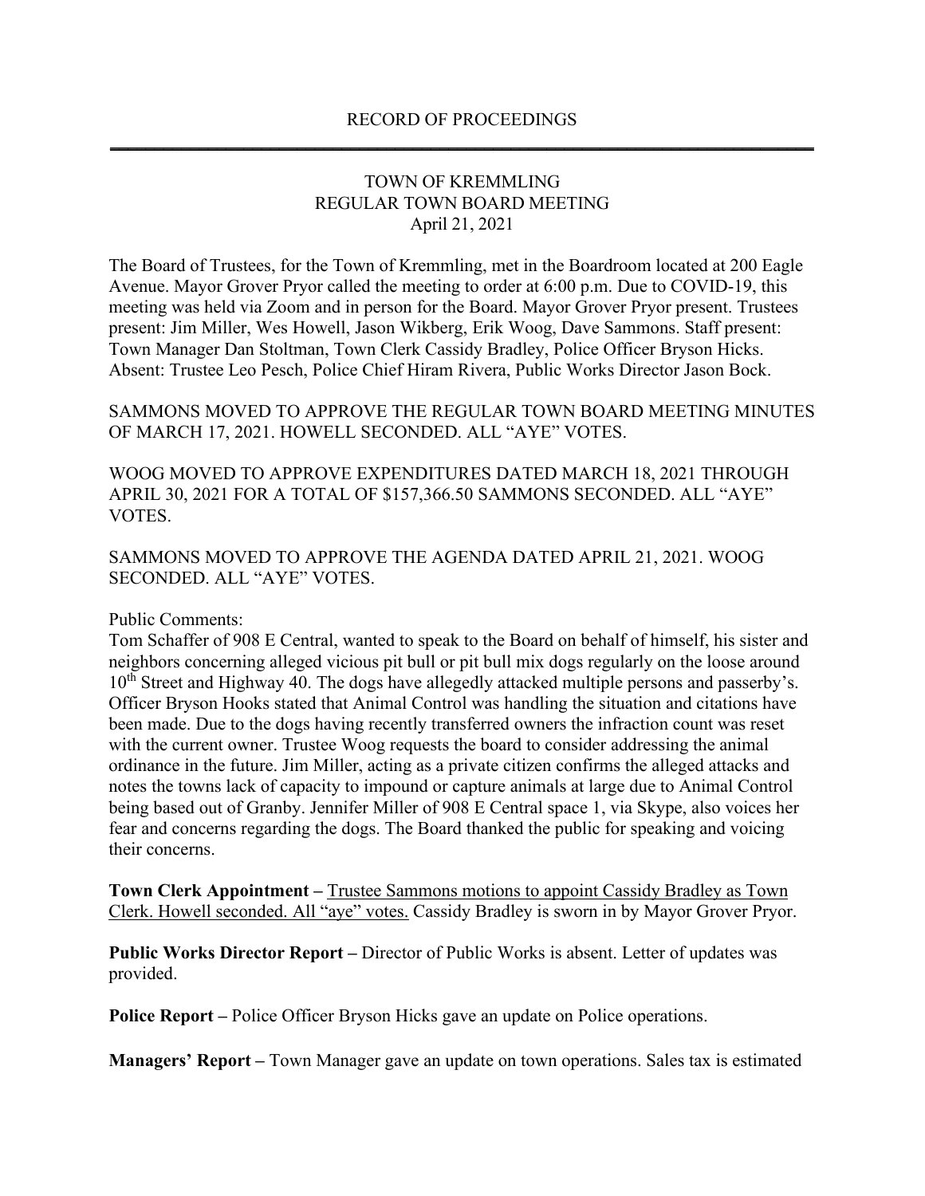# RECORD OF PROCEEDINGS

## TOWN OF KREMMLING
## REGULAR TOWN BOARD MEETING
## April 21, 2021

The Board of Trustees, for the Town of Kremmling, met in the Boardroom located at 200 Eagle Avenue. Mayor Grover Pryor called the meeting to order at 6:00 p.m. Due to COVID-19, this meeting was held via Zoom and in person for the Board. Mayor Grover Pryor present. Trustees present: Jim Miller, Wes Howell, Jason Wikberg, Erik Woog, Dave Sammons. Staff present: Town Manager Dan Stoltman, Town Clerk Cassidy Bradley, Police Officer Bryson Hicks. Absent: Trustee Leo Pesch, Police Chief Hiram Rivera, Public Works Director Jason Bock.

SAMMONS MOVED TO APPROVE THE REGULAR TOWN BOARD MEETING MINUTES OF MARCH 17, 2021. HOWELL SECONDED. ALL "AYE" VOTES.

WOOG MOVED TO APPROVE EXPENDITURES DATED MARCH 18, 2021 THROUGH APRIL 30, 2021 FOR A TOTAL OF $157,366.50 SAMMONS SECONDED. ALL "AYE" VOTES.

SAMMONS MOVED TO APPROVE THE AGENDA DATED APRIL 21, 2021. WOOG SECONDED. ALL "AYE" VOTES.

Public Comments:
Tom Schaffer of 908 E Central, wanted to speak to the Board on behalf of himself, his sister and neighbors concerning alleged vicious pit bull or pit bull mix dogs regularly on the loose around 10th Street and Highway 40. The dogs have allegedly attacked multiple persons and passerby's. Officer Bryson Hooks stated that Animal Control was handling the situation and citations have been made. Due to the dogs having recently transferred owners the infraction count was reset with the current owner. Trustee Woog requests the board to consider addressing the animal ordinance in the future. Jim Miller, acting as a private citizen confirms the alleged attacks and notes the towns lack of capacity to impound or capture animals at large due to Animal Control being based out of Granby. Jennifer Miller of 908 E Central space 1, via Skype, also voices her fear and concerns regarding the dogs. The Board thanked the public for speaking and voicing their concerns.

**Town Clerk Appointment –** Trustee Sammons motions to appoint Cassidy Bradley as Town Clerk. Howell seconded. All "aye" votes. Cassidy Bradley is sworn in by Mayor Grover Pryor.

**Public Works Director Report –** Director of Public Works is absent. Letter of updates was provided.

**Police Report –** Police Officer Bryson Hicks gave an update on Police operations.

**Managers' Report –** Town Manager gave an update on town operations. Sales tax is estimated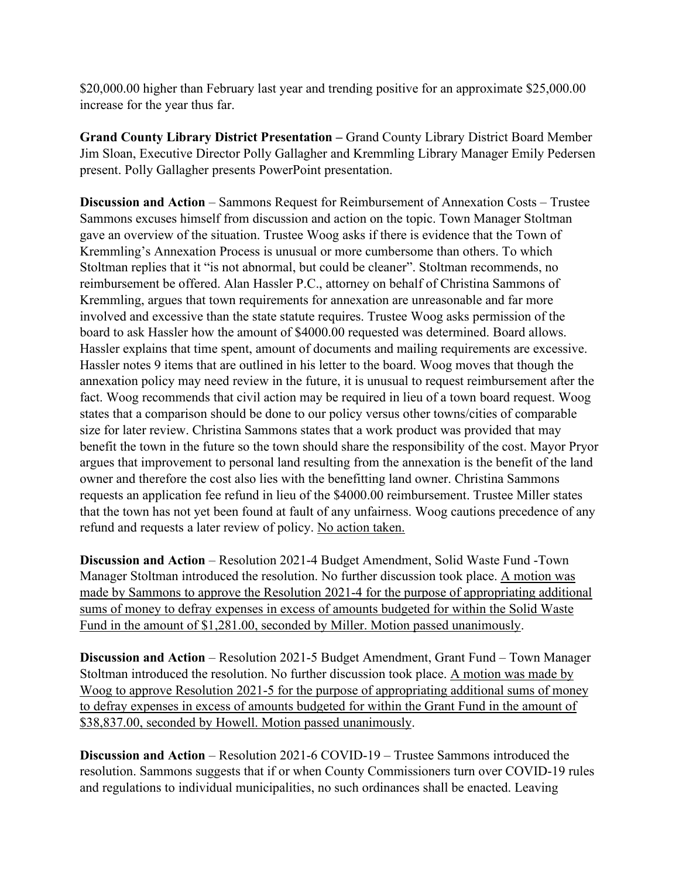$20,000.00 higher than February last year and trending positive for an approximate $25,000.00 increase for the year thus far.

**Grand County Library District Presentation –** Grand County Library District Board Member Jim Sloan, Executive Director Polly Gallagher and Kremmling Library Manager Emily Pedersen present. Polly Gallagher presents PowerPoint presentation.

**Discussion and Action** – Sammons Request for Reimbursement of Annexation Costs – Trustee Sammons excuses himself from discussion and action on the topic. Town Manager Stoltman gave an overview of the situation. Trustee Woog asks if there is evidence that the Town of Kremmling's Annexation Process is unusual or more cumbersome than others. To which Stoltman replies that it "is not abnormal, but could be cleaner". Stoltman recommends, no reimbursement be offered. Alan Hassler P.C., attorney on behalf of Christina Sammons of Kremmling, argues that town requirements for annexation are unreasonable and far more involved and excessive than the state statute requires. Trustee Woog asks permission of the board to ask Hassler how the amount of $4000.00 requested was determined. Board allows. Hassler explains that time spent, amount of documents and mailing requirements are excessive. Hassler notes 9 items that are outlined in his letter to the board. Woog moves that though the annexation policy may need review in the future, it is unusual to request reimbursement after the fact. Woog recommends that civil action may be required in lieu of a town board request. Woog states that a comparison should be done to our policy versus other towns/cities of comparable size for later review. Christina Sammons states that a work product was provided that may benefit the town in the future so the town should share the responsibility of the cost. Mayor Pryor argues that improvement to personal land resulting from the annexation is the benefit of the land owner and therefore the cost also lies with the benefitting land owner. Christina Sammons requests an application fee refund in lieu of the $4000.00 reimbursement. Trustee Miller states that the town has not yet been found at fault of any unfairness. Woog cautions precedence of any refund and requests a later review of policy. No action taken.

**Discussion and Action** – Resolution 2021-4 Budget Amendment, Solid Waste Fund -Town Manager Stoltman introduced the resolution. No further discussion took place. A motion was made by Sammons to approve the Resolution 2021-4 for the purpose of appropriating additional sums of money to defray expenses in excess of amounts budgeted for within the Solid Waste Fund in the amount of $1,281.00, seconded by Miller. Motion passed unanimously.

**Discussion and Action** – Resolution 2021-5 Budget Amendment, Grant Fund – Town Manager Stoltman introduced the resolution. No further discussion took place. A motion was made by Woog to approve Resolution 2021-5 for the purpose of appropriating additional sums of money to defray expenses in excess of amounts budgeted for within the Grant Fund in the amount of $38,837.00, seconded by Howell. Motion passed unanimously.

**Discussion and Action** – Resolution 2021-6 COVID-19 – Trustee Sammons introduced the resolution. Sammons suggests that if or when County Commissioners turn over COVID-19 rules and regulations to individual municipalities, no such ordinances shall be enacted. Leaving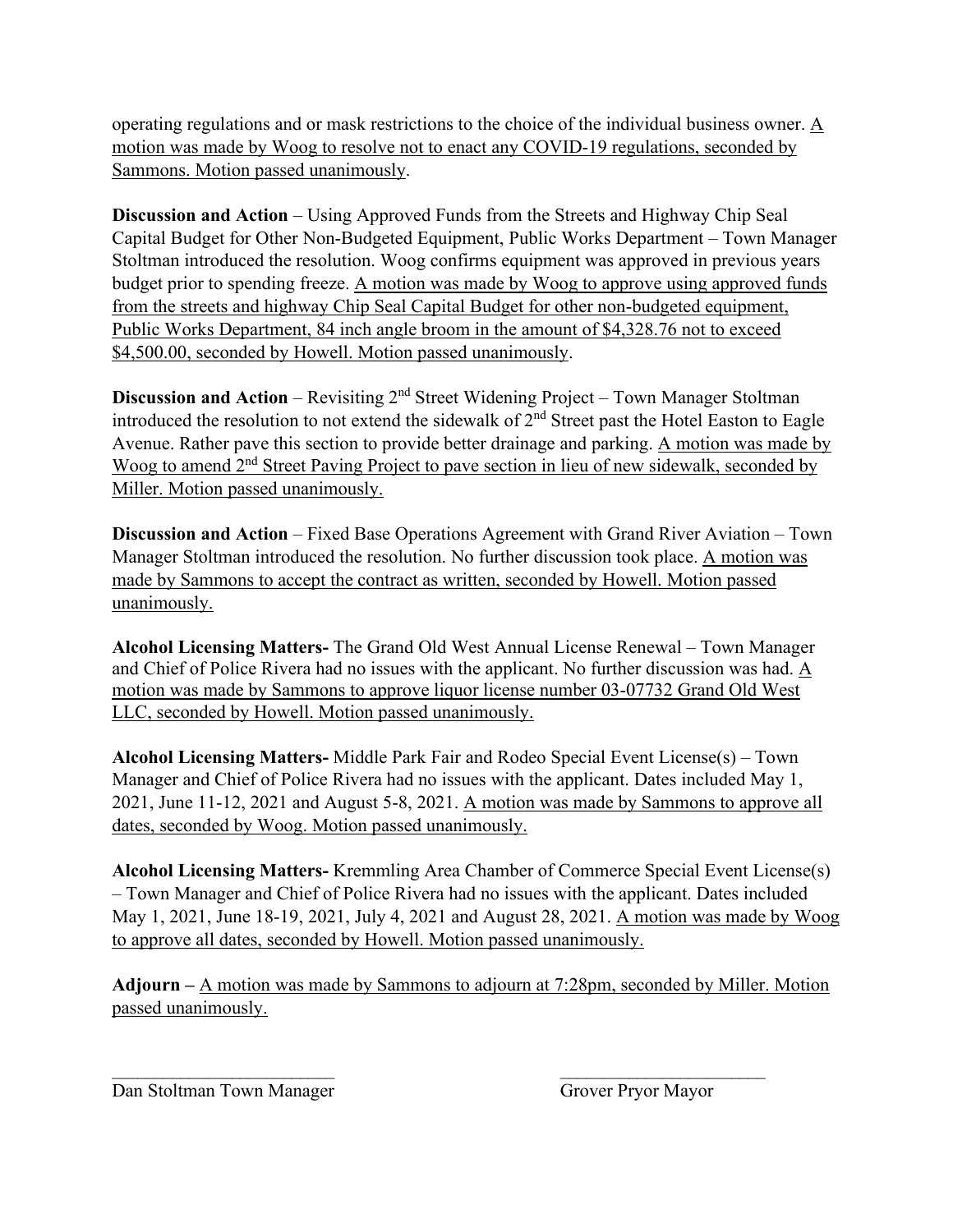operating regulations and or mask restrictions to the choice of the individual business owner. <u>A motion was made by Woog to resolve not to enact any COVID-19 regulations, seconded by Sammons. Motion passed unanimously</u>.

**Discussion and Action** – Using Approved Funds from the Streets and Highway Chip Seal Capital Budget for Other Non-Budgeted Equipment, Public Works Department – Town Manager Stoltman introduced the resolution. Woog confirms equipment was approved in previous years budget prior to spending freeze. <u>A motion was made by Woog to approve using approved funds from the streets and highway Chip Seal Capital Budget for other non-budgeted equipment, Public Works Department, 84 inch angle broom in the amount of $4,328.76 not to exceed $4,500.00, seconded by Howell. Motion passed unanimously</u>.

**Discussion and Action** – Revisiting 2nd Street Widening Project – Town Manager Stoltman introduced the resolution to not extend the sidewalk of 2nd Street past the Hotel Easton to Eagle Avenue. Rather pave this section to provide better drainage and parking. <u>A motion was made by Woog to amend 2nd Street Paving Project to pave section in lieu of new sidewalk, seconded by Miller. Motion passed unanimously.</u>

**Discussion and Action** – Fixed Base Operations Agreement with Grand River Aviation – Town Manager Stoltman introduced the resolution. No further discussion took place. <u>A motion was made by Sammons to accept the contract as written, seconded by Howell. Motion passed unanimously.</u>

**Alcohol Licensing Matters-** The Grand Old West Annual License Renewal – Town Manager and Chief of Police Rivera had no issues with the applicant. No further discussion was had. <u>A motion was made by Sammons to approve liquor license number 03-07732 Grand Old West LLC, seconded by Howell. Motion passed unanimously.</u>

**Alcohol Licensing Matters-** Middle Park Fair and Rodeo Special Event License(s) – Town Manager and Chief of Police Rivera had no issues with the applicant. Dates included May 1, 2021, June 11-12, 2021 and August 5-8, 2021. <u>A motion was made by Sammons to approve all dates, seconded by Woog. Motion passed unanimously.</u>

**Alcohol Licensing Matters-** Kremmling Area Chamber of Commerce Special Event License(s) – Town Manager and Chief of Police Rivera had no issues with the applicant. Dates included May 1, 2021, June 18-19, 2021, July 4, 2021 and August 28, 2021. <u>A motion was made by Woog to approve all dates, seconded by Howell. Motion passed unanimously.</u>

**Adjourn –** <u>A motion was made by Sammons to adjourn at 7:28pm, seconded by Miller. Motion passed unanimously.</u>

\_\_\_\_\_\_\_\_\_\_\_\_\_\_\_\_\_\_\_\_\_\_\_\_\_ \_\_\_\_\_\_\_\_\_\_\_\_\_\_\_\_\_\_\_\_\_\_\_\_\_

Dan Stoltman Town Manager          Grover Pryor Mayor